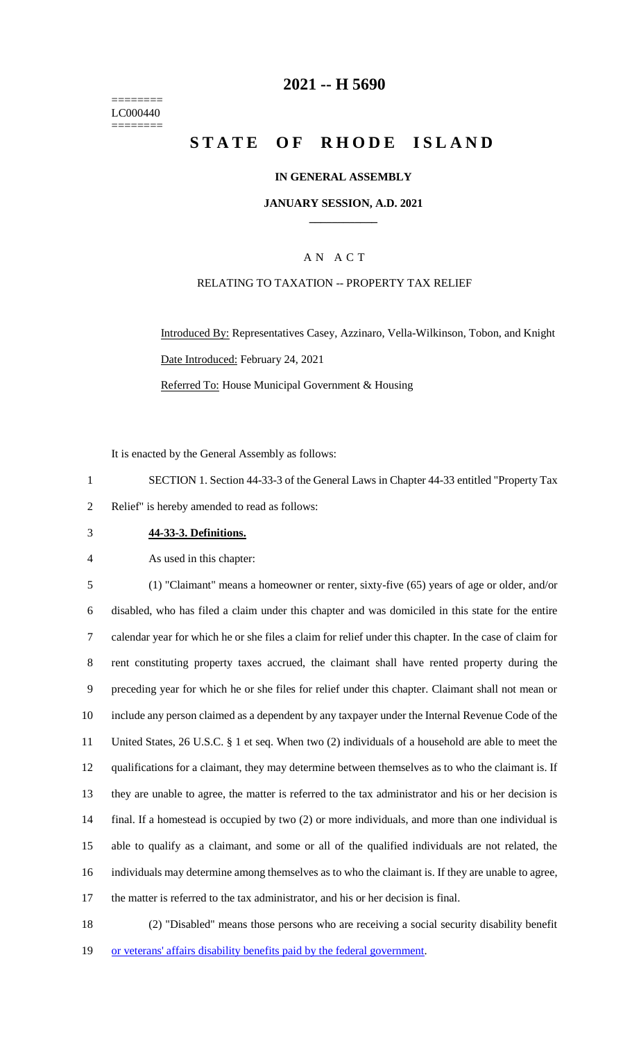========
LC000440
========

# 2021 -- H 5690

# STATE OF RHODE ISLAND

## IN GENERAL ASSEMBLY

### JANUARY SESSION, A.D. 2021

### AN ACT

RELATING TO TAXATION -- PROPERTY TAX RELIEF

Introduced By: Representatives Casey, Azzinaro, Vella-Wilkinson, Tobon, and Knight

Date Introduced: February 24, 2021

Referred To: House Municipal Government & Housing

It is enacted by the General Assembly as follows:

1 SECTION 1. Section 44-33-3 of the General Laws in Chapter 44-33 entitled "Property Tax
2 Relief" is hereby amended to read as follows:

3 **44-33-3. Definitions.**

4 As used in this chapter:

5 (1) "Claimant" means a homeowner or renter, sixty-five (65) years of age or older, and/or
6 disabled, who has filed a claim under this chapter and was domiciled in this state for the entire
7 calendar year for which he or she files a claim for relief under this chapter. In the case of claim for
8 rent constituting property taxes accrued, the claimant shall have rented property during the
9 preceding year for which he or she files for relief under this chapter. Claimant shall not mean or
10 include any person claimed as a dependent by any taxpayer under the Internal Revenue Code of the
11 United States, 26 U.S.C. § 1 et seq. When two (2) individuals of a household are able to meet the
12 qualifications for a claimant, they may determine between themselves as to who the claimant is. If
13 they are unable to agree, the matter is referred to the tax administrator and his or her decision is
14 final. If a homestead is occupied by two (2) or more individuals, and more than one individual is
15 able to qualify as a claimant, and some or all of the qualified individuals are not related, the
16 individuals may determine among themselves as to who the claimant is. If they are unable to agree,
17 the matter is referred to the tax administrator, and his or her decision is final.

18 (2) "Disabled" means those persons who are receiving a social security disability benefit
19 or veterans' affairs disability benefits paid by the federal government.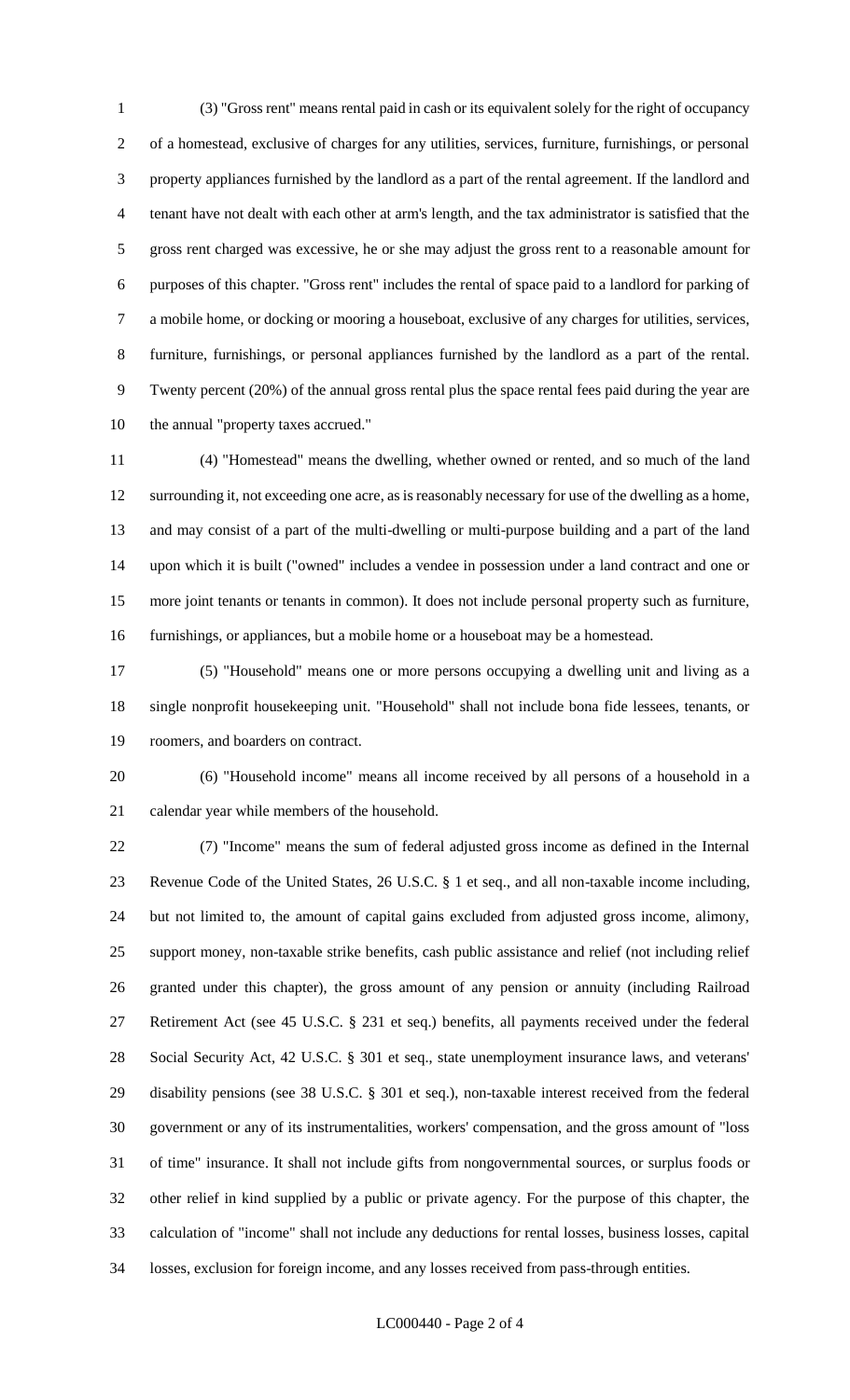(3) "Gross rent" means rental paid in cash or its equivalent solely for the right of occupancy of a homestead, exclusive of charges for any utilities, services, furniture, furnishings, or personal property appliances furnished by the landlord as a part of the rental agreement. If the landlord and tenant have not dealt with each other at arm's length, and the tax administrator is satisfied that the gross rent charged was excessive, he or she may adjust the gross rent to a reasonable amount for purposes of this chapter. "Gross rent" includes the rental of space paid to a landlord for parking of a mobile home, or docking or mooring a houseboat, exclusive of any charges for utilities, services, furniture, furnishings, or personal appliances furnished by the landlord as a part of the rental. Twenty percent (20%) of the annual gross rental plus the space rental fees paid during the year are the annual "property taxes accrued."

(4) "Homestead" means the dwelling, whether owned or rented, and so much of the land surrounding it, not exceeding one acre, as is reasonably necessary for use of the dwelling as a home, and may consist of a part of the multi-dwelling or multi-purpose building and a part of the land upon which it is built ("owned" includes a vendee in possession under a land contract and one or more joint tenants or tenants in common). It does not include personal property such as furniture, furnishings, or appliances, but a mobile home or a houseboat may be a homestead.

(5) "Household" means one or more persons occupying a dwelling unit and living as a single nonprofit housekeeping unit. "Household" shall not include bona fide lessees, tenants, or roomers, and boarders on contract.

(6) "Household income" means all income received by all persons of a household in a calendar year while members of the household.

(7) "Income" means the sum of federal adjusted gross income as defined in the Internal Revenue Code of the United States, 26 U.S.C. § 1 et seq., and all non-taxable income including, but not limited to, the amount of capital gains excluded from adjusted gross income, alimony, support money, non-taxable strike benefits, cash public assistance and relief (not including relief granted under this chapter), the gross amount of any pension or annuity (including Railroad Retirement Act (see 45 U.S.C. § 231 et seq.) benefits, all payments received under the federal Social Security Act, 42 U.S.C. § 301 et seq., state unemployment insurance laws, and veterans' disability pensions (see 38 U.S.C. § 301 et seq.), non-taxable interest received from the federal government or any of its instrumentalities, workers' compensation, and the gross amount of "loss of time" insurance. It shall not include gifts from nongovernmental sources, or surplus foods or other relief in kind supplied by a public or private agency. For the purpose of this chapter, the calculation of "income" shall not include any deductions for rental losses, business losses, capital losses, exclusion for foreign income, and any losses received from pass-through entities.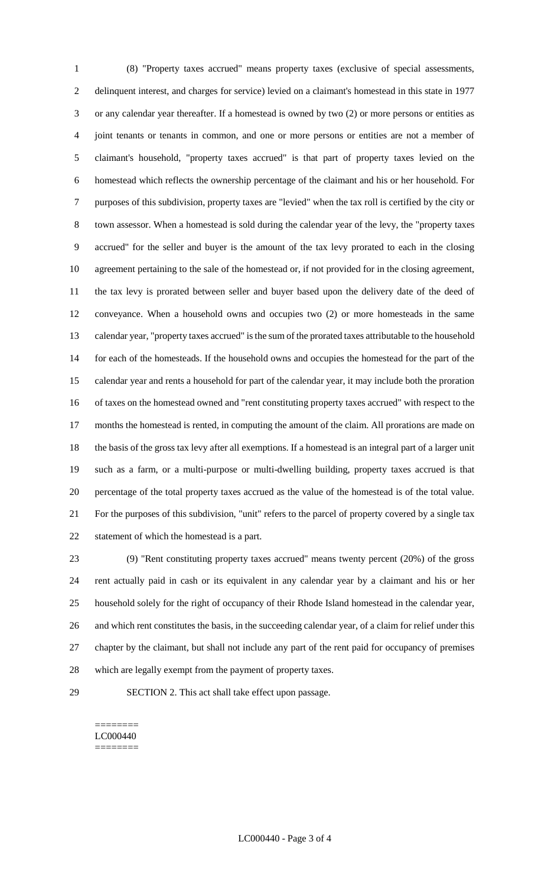(8) "Property taxes accrued" means property taxes (exclusive of special assessments, delinquent interest, and charges for service) levied on a claimant's homestead in this state in 1977 or any calendar year thereafter. If a homestead is owned by two (2) or more persons or entities as joint tenants or tenants in common, and one or more persons or entities are not a member of claimant's household, "property taxes accrued" is that part of property taxes levied on the homestead which reflects the ownership percentage of the claimant and his or her household. For purposes of this subdivision, property taxes are "levied" when the tax roll is certified by the city or town assessor. When a homestead is sold during the calendar year of the levy, the "property taxes accrued" for the seller and buyer is the amount of the tax levy prorated to each in the closing agreement pertaining to the sale of the homestead or, if not provided for in the closing agreement, the tax levy is prorated between seller and buyer based upon the delivery date of the deed of conveyance. When a household owns and occupies two (2) or more homesteads in the same calendar year, "property taxes accrued" is the sum of the prorated taxes attributable to the household for each of the homesteads. If the household owns and occupies the homestead for the part of the calendar year and rents a household for part of the calendar year, it may include both the proration of taxes on the homestead owned and "rent constituting property taxes accrued" with respect to the months the homestead is rented, in computing the amount of the claim. All prorations are made on the basis of the gross tax levy after all exemptions. If a homestead is an integral part of a larger unit such as a farm, or a multi-purpose or multi-dwelling building, property taxes accrued is that percentage of the total property taxes accrued as the value of the homestead is of the total value. For the purposes of this subdivision, "unit" refers to the parcel of property covered by a single tax statement of which the homestead is a part.

(9) "Rent constituting property taxes accrued" means twenty percent (20%) of the gross rent actually paid in cash or its equivalent in any calendar year by a claimant and his or her household solely for the right of occupancy of their Rhode Island homestead in the calendar year, and which rent constitutes the basis, in the succeeding calendar year, of a claim for relief under this chapter by the claimant, but shall not include any part of the rent paid for occupancy of premises which are legally exempt from the payment of property taxes.

SECTION 2. This act shall take effect upon passage.

========
LC000440
========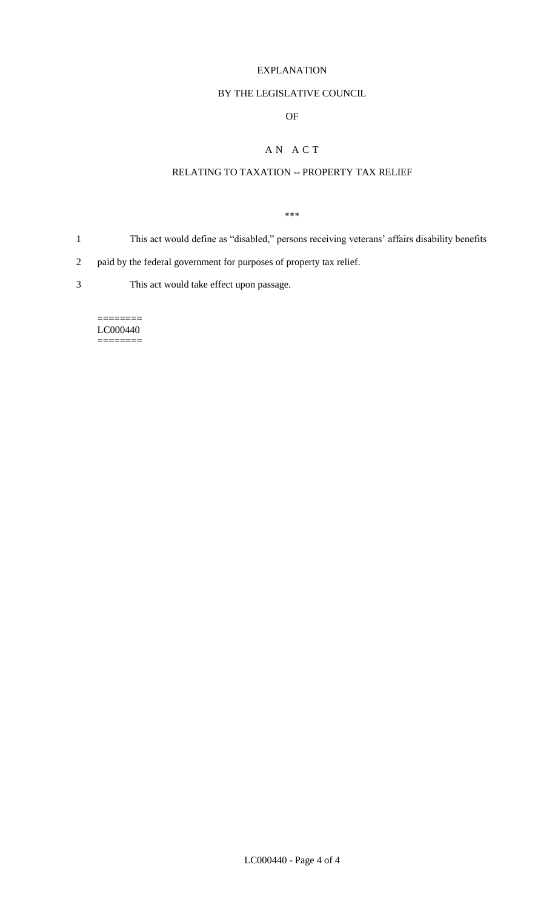EXPLANATION

BY THE LEGISLATIVE COUNCIL

OF

A N A C T

RELATING TO TAXATION -- PROPERTY TAX RELIEF

***

This act would define as "disabled," persons receiving veterans' affairs disability benefits paid by the federal government for purposes of property tax relief.

This act would take effect upon passage.

========
LC000440
========